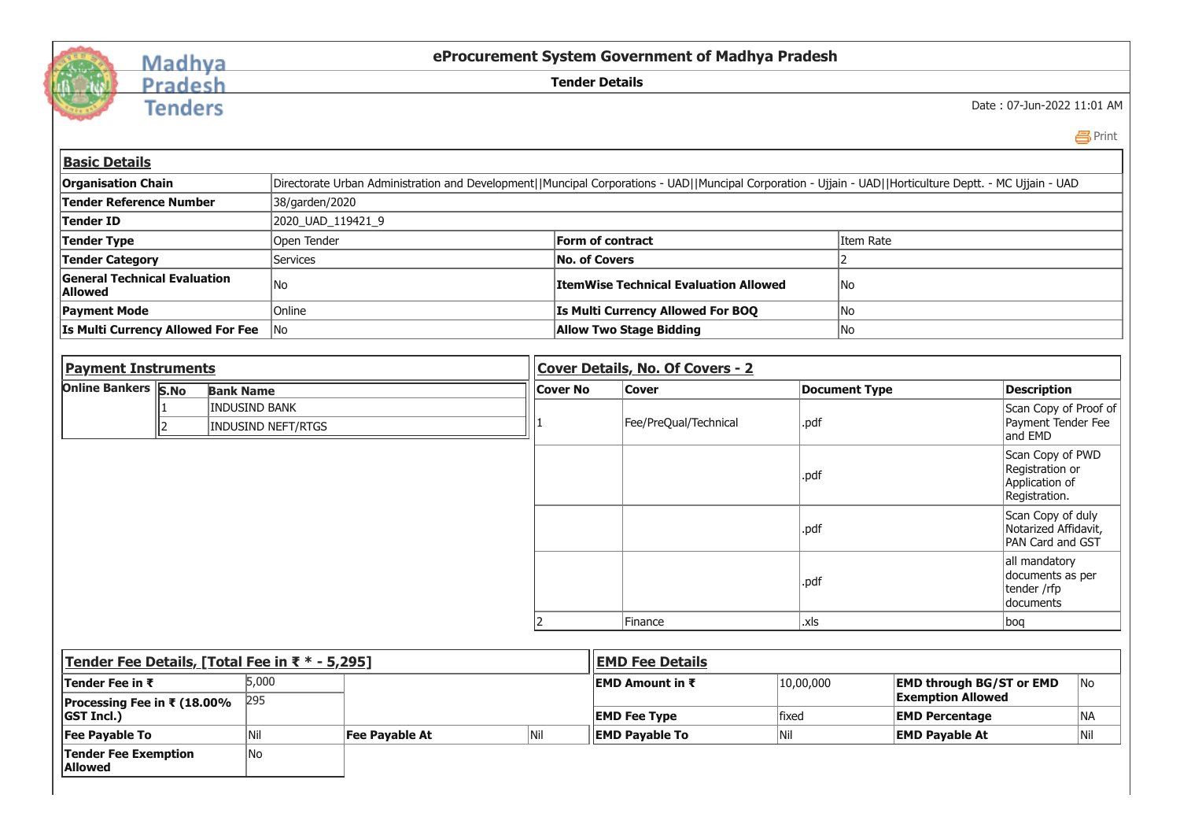Madhya Pradesh Tenders

## eProcurement System Government of Madhya Pradesh

### Tender Details

Date : 07-Jun-2022 11:01 AM

Print

### Basic Details

| | | | |
|---|---|---|---|
| **Organisation Chain** | Directorate Urban Administration and Development\|\|Muncipal Corporations - UAD\|\|Muncipal Corporation - Ujjain - UAD\|\|Horticulture Deptt. - MC Ujjain - UAD | | |
| **Tender Reference Number** | 38/garden/2020 | | |
| **Tender ID** | 2020_UAD_119421_9 | | |
| **Tender Type** | Open Tender | **Form of contract** | Item Rate |
| **Tender Category** | Services | **No. of Covers** | 2 |
| **General Technical Evaluation Allowed** | No | **ItemWise Technical Evaluation Allowed** | No |
| **Payment Mode** | Online | **Is Multi Currency Allowed For BOQ** | No |
| **Is Multi Currency Allowed For Fee** | No | **Allow Two Stage Bidding** | No |

### Payment Instruments

**Online Bankers**

| S.No | Bank Name |
|---|---|
| 1 | INDUSIND BANK |
| 2 | INDUSIND NEFT/RTGS |

### Cover Details, No. Of Covers - 2

| Cover No | Cover | Document Type | Description |
|---|---|---|---|
| 1 | Fee/PreQual/Technical | .pdf | Scan Copy of Proof of Payment Tender Fee and EMD |
| | | .pdf | Scan Copy of PWD Registration or Application of Registration. |
| | | .pdf | Scan Copy of duly Notarized Affidavit, PAN Card and GST |
| | | .pdf | all mandatory documents as per tender /rfp documents |
| 2 | Finance | .xls | boq |

### Tender Fee Details, [Total Fee in ₹ * - 5,295]

| | | | |
|---|---|---|---|
| **Tender Fee in ₹** | 5,000 | | |
| **Processing Fee in ₹ (18.00% GST Incl.)** | 295 | | |
| **Fee Payable To** | Nil | **Fee Payable At** | Nil |
| **Tender Fee Exemption Allowed** | No | | |

### EMD Fee Details

| | | | |
|---|---|---|---|
| **EMD Amount in ₹** | 10,00,000 | **EMD through BG/ST or EMD Exemption Allowed** | No |
| **EMD Fee Type** | fixed | **EMD Percentage** | NA |
| **EMD Payable To** | Nil | **EMD Payable At** | Nil |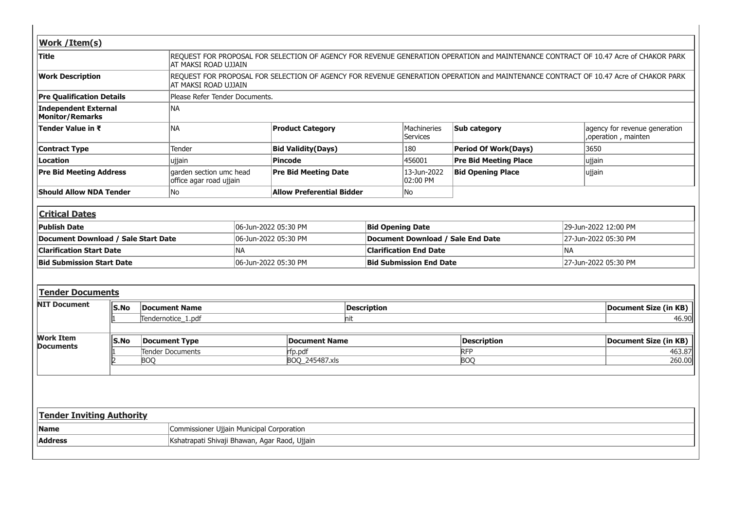## Work /Item(s)

| | | | | | |
|---|---|---|---|---|---|
| **Title** | REQUEST FOR PROPOSAL FOR SELECTION OF AGENCY FOR REVENUE GENERATION OPERATION and MAINTENANCE CONTRACT OF 10.47 Acre of CHAKOR PARK AT MAKSI ROAD UJJAIN | | | | |
| **Work Description** | REQUEST FOR PROPOSAL FOR SELECTION OF AGENCY FOR REVENUE GENERATION OPERATION and MAINTENANCE CONTRACT OF 10.47 Acre of CHAKOR PARK AT MAKSI ROAD UJJAIN | | | | |
| **Pre Qualification Details** | Please Refer Tender Documents. | | | | |
| **Independent External Monitor/Remarks** | NA | | | | |
| **Tender Value in ₹** | NA | **Product Category** | Machineries Services | **Sub category** | agency for revenue generation ,operation , mainten |
| **Contract Type** | Tender | **Bid Validity(Days)** | 180 | **Period Of Work(Days)** | 3650 |
| **Location** | ujjain | **Pincode** | 456001 | **Pre Bid Meeting Place** | ujjain |
| **Pre Bid Meeting Address** | garden section umc head office agar road ujjain | **Pre Bid Meeting Date** | 13-Jun-2022 02:00 PM | **Bid Opening Place** | ujjain |
| **Should Allow NDA Tender** | No | **Allow Preferential Bidder** | No | | |

## Critical Dates

| | | | |
|---|---|---|---|
| **Publish Date** | 06-Jun-2022 05:30 PM | **Bid Opening Date** | 29-Jun-2022 12:00 PM |
| **Document Download / Sale Start Date** | 06-Jun-2022 05:30 PM | **Document Download / Sale End Date** | 27-Jun-2022 05:30 PM |
| **Clarification Start Date** | NA | **Clarification End Date** | NA |
| **Bid Submission Start Date** | 06-Jun-2022 05:30 PM | **Bid Submission End Date** | 27-Jun-2022 05:30 PM |

## Tender Documents

**NIT Document**

| S.No | Document Name | Description | Document Size (in KB) |
|---|---|---|---|
| 1 | Tendernotice_1.pdf | nit | 46.90 |

**Work Item Documents**

| S.No | Document Type | Document Name | Description | Document Size (in KB) |
|---|---|---|---|---|
| 1 | Tender Documents | rfp.pdf | RFP | 463.87 |
| 2 | BOQ | BOQ_245487.xls | BOQ | 260.00 |

## Tender Inviting Authority

| | |
|---|---|
| **Name** | Commissioner Ujjain Municipal Corporation |
| **Address** | Kshatrapati Shivaji Bhawan, Agar Raod, Ujjain |